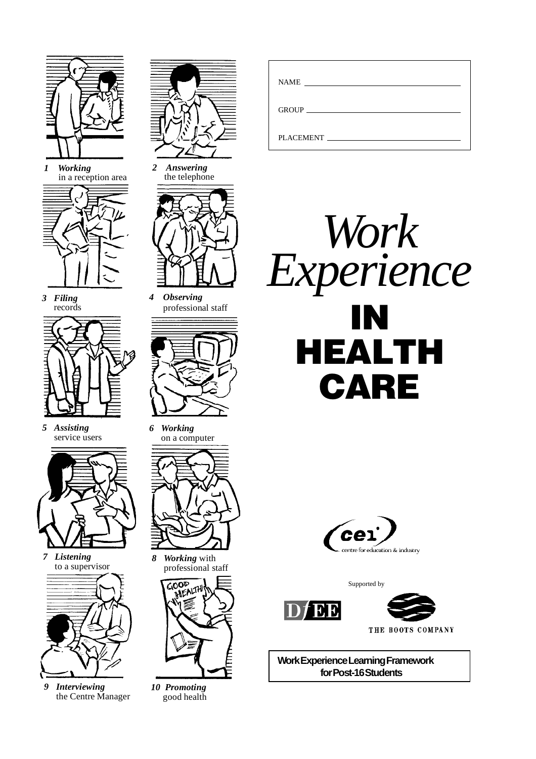NAME ______________________

GROUP ______________________

PLACEMENT ______________________

# *Work Experience* IN HEALTH CARE

1 ***Working*** in a reception area

2 ***Answering*** the telephone

3 ***Filing*** records

4 ***Observing*** professional staff

5 ***Assisting*** service users

6 ***Working*** on a computer

7 ***Listening*** to a supervisor

8 ***Working*** with professional staff

9 ***Interviewing*** the Centre Manager

10 ***Promoting*** good health

cei centre for education & industry

Supported by

DfEE

THE BOOTS COMPANY

**Work Experience Learning Framework for Post-16 Students**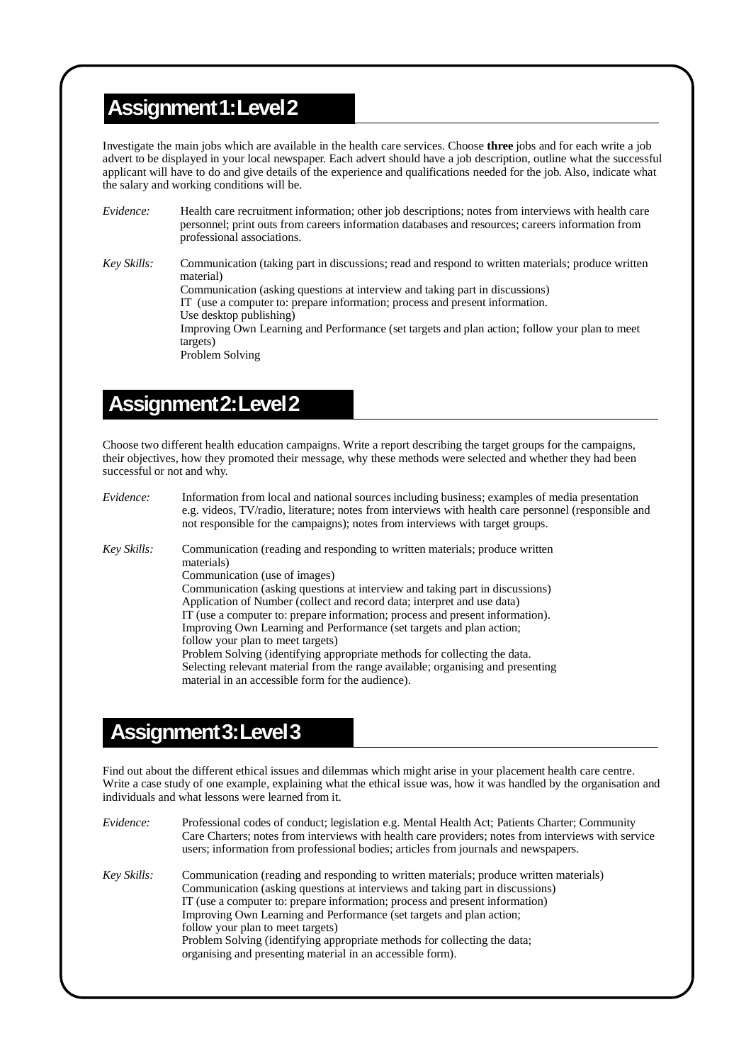## Assignment 1: Level 2

Investigate the main jobs which are available in the health care services. Choose **three** jobs and for each write a job advert to be displayed in your local newspaper. Each advert should have a job description, outline what the successful applicant will have to do and give details of the experience and qualifications needed for the job. Also, indicate what the salary and working conditions will be.

*Evidence:* Health care recruitment information; other job descriptions; notes from interviews with health care personnel; print outs from careers information databases and resources; careers information from professional associations.

*Key Skills:* Communication (taking part in discussions; read and respond to written materials; produce written material)
Communication (asking questions at interview and taking part in discussions)
IT (use a computer to: prepare information; process and present information. Use desktop publishing)
Improving Own Learning and Performance (set targets and plan action; follow your plan to meet targets)
Problem Solving

## Assignment 2: Level 2

Choose two different health education campaigns. Write a report describing the target groups for the campaigns, their objectives, how they promoted their message, why these methods were selected and whether they had been successful or not and why.

*Evidence:* Information from local and national sources including business; examples of media presentation e.g. videos, TV/radio, literature; notes from interviews with health care personnel (responsible and not responsible for the campaigns); notes from interviews with target groups.

*Key Skills:* Communication (reading and responding to written materials; produce written materials)
Communication (use of images)
Communication (asking questions at interview and taking part in discussions)
Application of Number (collect and record data; interpret and use data)
IT (use a computer to: prepare information; process and present information).
Improving Own Learning and Performance (set targets and plan action; follow your plan to meet targets)
Problem Solving (identifying appropriate methods for collecting the data. Selecting relevant material from the range available; organising and presenting material in an accessible form for the audience).

## Assignment 3: Level 3

Find out about the different ethical issues and dilemmas which might arise in your placement health care centre. Write a case study of one example, explaining what the ethical issue was, how it was handled by the organisation and individuals and what lessons were learned from it.

*Evidence:* Professional codes of conduct; legislation e.g. Mental Health Act; Patients Charter; Community Care Charters; notes from interviews with health care providers; notes from interviews with service users; information from professional bodies; articles from journals and newspapers.

*Key Skills:* Communication (reading and responding to written materials; produce written materials)
Communication (asking questions at interviews and taking part in discussions)
IT (use a computer to: prepare information; process and present information)
Improving Own Learning and Performance (set targets and plan action; follow your plan to meet targets)
Problem Solving (identifying appropriate methods for collecting the data; organising and presenting material in an accessible form).